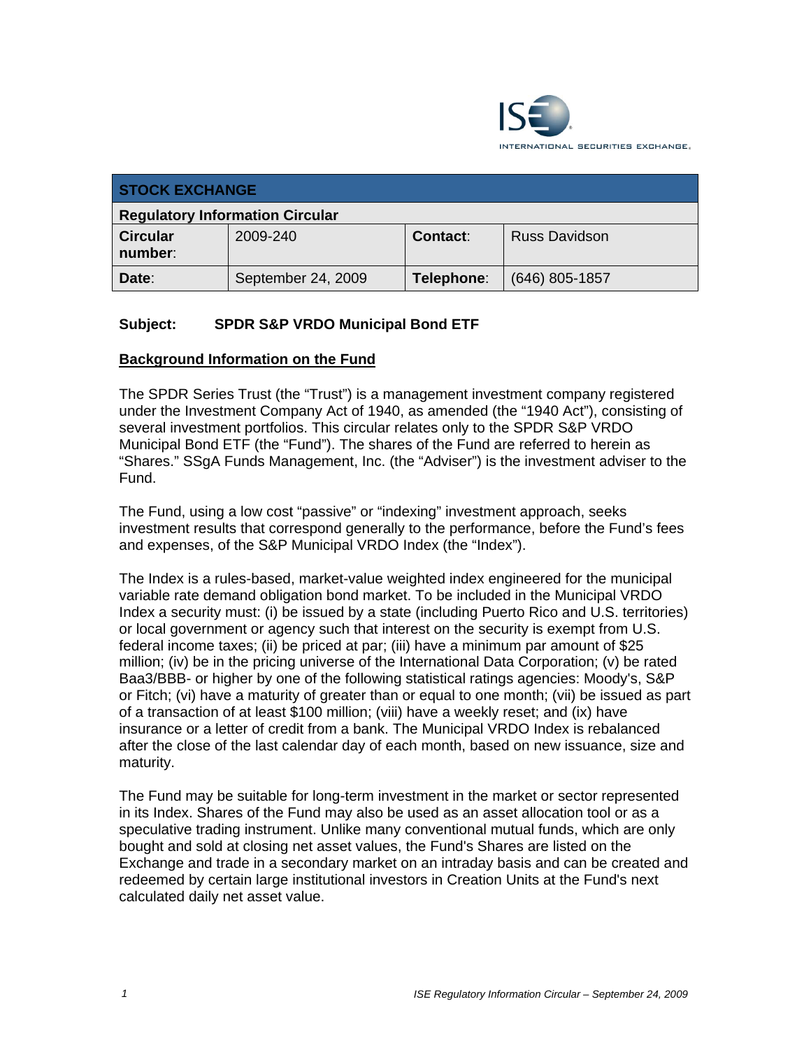| STOCK EXCHANGE | | | |
| --- | --- | --- | --- |
| **Regulatory Information Circular** | | | |
| **Circular number**: | 2009-240 | **Contact**: | Russ Davidson |
| **Date**: | September 24, 2009 | **Telephone**: | (646) 805-1857 |

**Subject: SPDR S&P VRDO Municipal Bond ETF**

## Background Information on the Fund

The SPDR Series Trust (the "Trust") is a management investment company registered under the Investment Company Act of 1940, as amended (the "1940 Act"), consisting of several investment portfolios. This circular relates only to the SPDR S&P VRDO Municipal Bond ETF (the "Fund"). The shares of the Fund are referred to herein as "Shares." SSgA Funds Management, Inc. (the "Adviser") is the investment adviser to the Fund.

The Fund, using a low cost "passive" or "indexing" investment approach, seeks investment results that correspond generally to the performance, before the Fund's fees and expenses, of the S&P Municipal VRDO Index (the "Index").

The Index is a rules-based, market-value weighted index engineered for the municipal variable rate demand obligation bond market. To be included in the Municipal VRDO Index a security must: (i) be issued by a state (including Puerto Rico and U.S. territories) or local government or agency such that interest on the security is exempt from U.S. federal income taxes; (ii) be priced at par; (iii) have a minimum par amount of $25 million; (iv) be in the pricing universe of the International Data Corporation; (v) be rated Baa3/BBB- or higher by one of the following statistical ratings agencies: Moody's, S&P or Fitch; (vi) have a maturity of greater than or equal to one month; (vii) be issued as part of a transaction of at least $100 million; (viii) have a weekly reset; and (ix) have insurance or a letter of credit from a bank. The Municipal VRDO Index is rebalanced after the close of the last calendar day of each month, based on new issuance, size and maturity.

The Fund may be suitable for long-term investment in the market or sector represented in its Index. Shares of the Fund may also be used as an asset allocation tool or as a speculative trading instrument. Unlike many conventional mutual funds, which are only bought and sold at closing net asset values, the Fund's Shares are listed on the Exchange and trade in a secondary market on an intraday basis and can be created and redeemed by certain large institutional investors in Creation Units at the Fund's next calculated daily net asset value.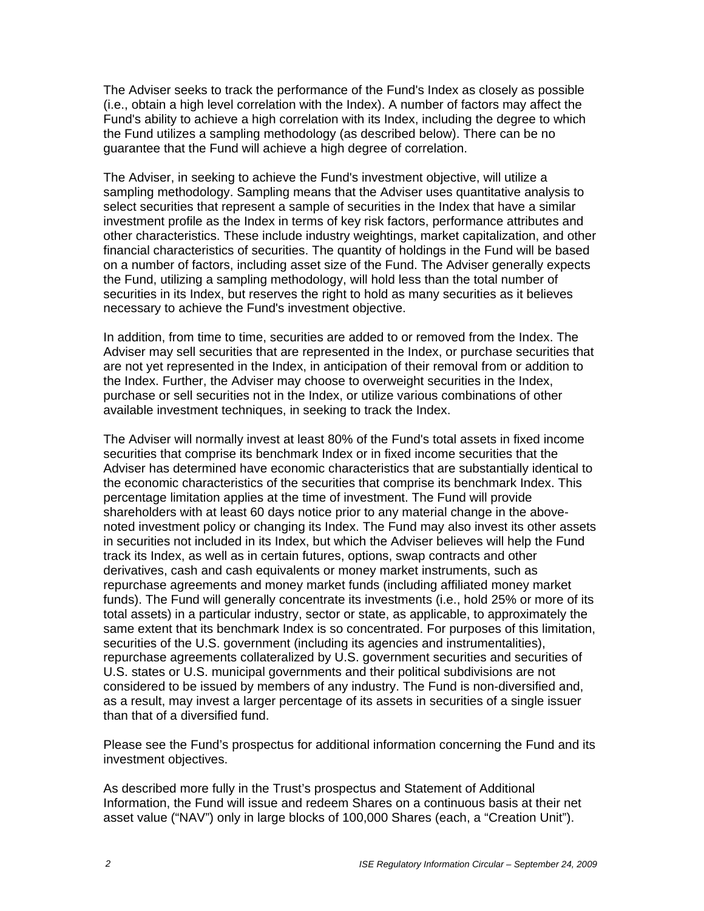The Adviser seeks to track the performance of the Fund's Index as closely as possible (i.e., obtain a high level correlation with the Index). A number of factors may affect the Fund's ability to achieve a high correlation with its Index, including the degree to which the Fund utilizes a sampling methodology (as described below). There can be no guarantee that the Fund will achieve a high degree of correlation.

The Adviser, in seeking to achieve the Fund's investment objective, will utilize a sampling methodology. Sampling means that the Adviser uses quantitative analysis to select securities that represent a sample of securities in the Index that have a similar investment profile as the Index in terms of key risk factors, performance attributes and other characteristics. These include industry weightings, market capitalization, and other financial characteristics of securities. The quantity of holdings in the Fund will be based on a number of factors, including asset size of the Fund. The Adviser generally expects the Fund, utilizing a sampling methodology, will hold less than the total number of securities in its Index, but reserves the right to hold as many securities as it believes necessary to achieve the Fund's investment objective.

In addition, from time to time, securities are added to or removed from the Index. The Adviser may sell securities that are represented in the Index, or purchase securities that are not yet represented in the Index, in anticipation of their removal from or addition to the Index. Further, the Adviser may choose to overweight securities in the Index, purchase or sell securities not in the Index, or utilize various combinations of other available investment techniques, in seeking to track the Index.

The Adviser will normally invest at least 80% of the Fund's total assets in fixed income securities that comprise its benchmark Index or in fixed income securities that the Adviser has determined have economic characteristics that are substantially identical to the economic characteristics of the securities that comprise its benchmark Index. This percentage limitation applies at the time of investment. The Fund will provide shareholders with at least 60 days notice prior to any material change in the above-noted investment policy or changing its Index. The Fund may also invest its other assets in securities not included in its Index, but which the Adviser believes will help the Fund track its Index, as well as in certain futures, options, swap contracts and other derivatives, cash and cash equivalents or money market instruments, such as repurchase agreements and money market funds (including affiliated money market funds). The Fund will generally concentrate its investments (i.e., hold 25% or more of its total assets) in a particular industry, sector or state, as applicable, to approximately the same extent that its benchmark Index is so concentrated. For purposes of this limitation, securities of the U.S. government (including its agencies and instrumentalities), repurchase agreements collateralized by U.S. government securities and securities of U.S. states or U.S. municipal governments and their political subdivisions are not considered to be issued by members of any industry. The Fund is non-diversified and, as a result, may invest a larger percentage of its assets in securities of a single issuer than that of a diversified fund.

Please see the Fund's prospectus for additional information concerning the Fund and its investment objectives.

As described more fully in the Trust's prospectus and Statement of Additional Information, the Fund will issue and redeem Shares on a continuous basis at their net asset value ("NAV") only in large blocks of 100,000 Shares (each, a "Creation Unit").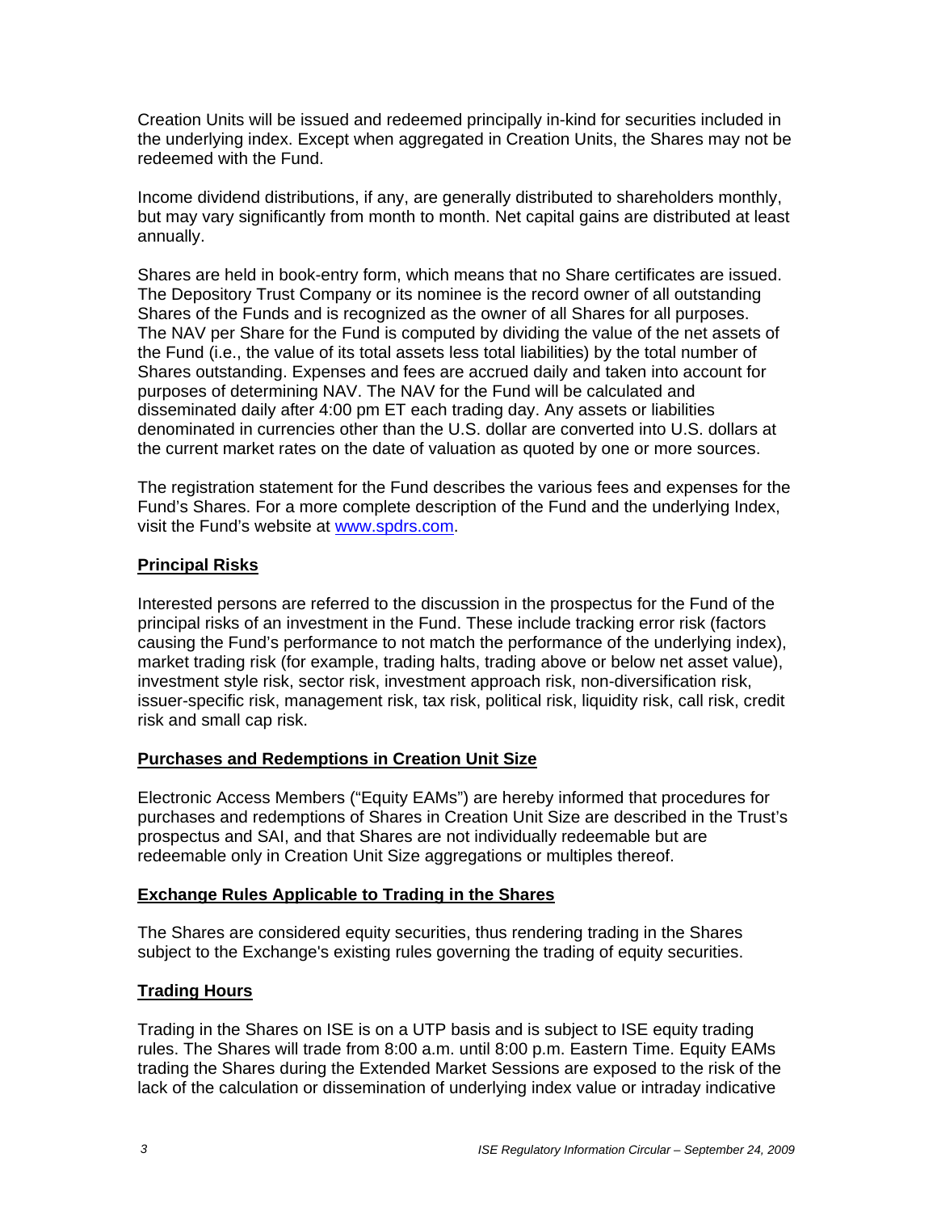Creation Units will be issued and redeemed principally in-kind for securities included in the underlying index. Except when aggregated in Creation Units, the Shares may not be redeemed with the Fund.

Income dividend distributions, if any, are generally distributed to shareholders monthly, but may vary significantly from month to month. Net capital gains are distributed at least annually.

Shares are held in book-entry form, which means that no Share certificates are issued. The Depository Trust Company or its nominee is the record owner of all outstanding Shares of the Funds and is recognized as the owner of all Shares for all purposes. The NAV per Share for the Fund is computed by dividing the value of the net assets of the Fund (i.e., the value of its total assets less total liabilities) by the total number of Shares outstanding. Expenses and fees are accrued daily and taken into account for purposes of determining NAV. The NAV for the Fund will be calculated and disseminated daily after 4:00 pm ET each trading day. Any assets or liabilities denominated in currencies other than the U.S. dollar are converted into U.S. dollars at the current market rates on the date of valuation as quoted by one or more sources.

The registration statement for the Fund describes the various fees and expenses for the Fund's Shares. For a more complete description of the Fund and the underlying Index, visit the Fund's website at www.spdrs.com.

## Principal Risks

Interested persons are referred to the discussion in the prospectus for the Fund of the principal risks of an investment in the Fund. These include tracking error risk (factors causing the Fund's performance to not match the performance of the underlying index), market trading risk (for example, trading halts, trading above or below net asset value), investment style risk, sector risk, investment approach risk, non-diversification risk, issuer-specific risk, management risk, tax risk, political risk, liquidity risk, call risk, credit risk and small cap risk.

## Purchases and Redemptions in Creation Unit Size

Electronic Access Members ("Equity EAMs") are hereby informed that procedures for purchases and redemptions of Shares in Creation Unit Size are described in the Trust's prospectus and SAI, and that Shares are not individually redeemable but are redeemable only in Creation Unit Size aggregations or multiples thereof.

## Exchange Rules Applicable to Trading in the Shares

The Shares are considered equity securities, thus rendering trading in the Shares subject to the Exchange's existing rules governing the trading of equity securities.

## Trading Hours

Trading in the Shares on ISE is on a UTP basis and is subject to ISE equity trading rules. The Shares will trade from 8:00 a.m. until 8:00 p.m. Eastern Time. Equity EAMs trading the Shares during the Extended Market Sessions are exposed to the risk of the lack of the calculation or dissemination of underlying index value or intraday indicative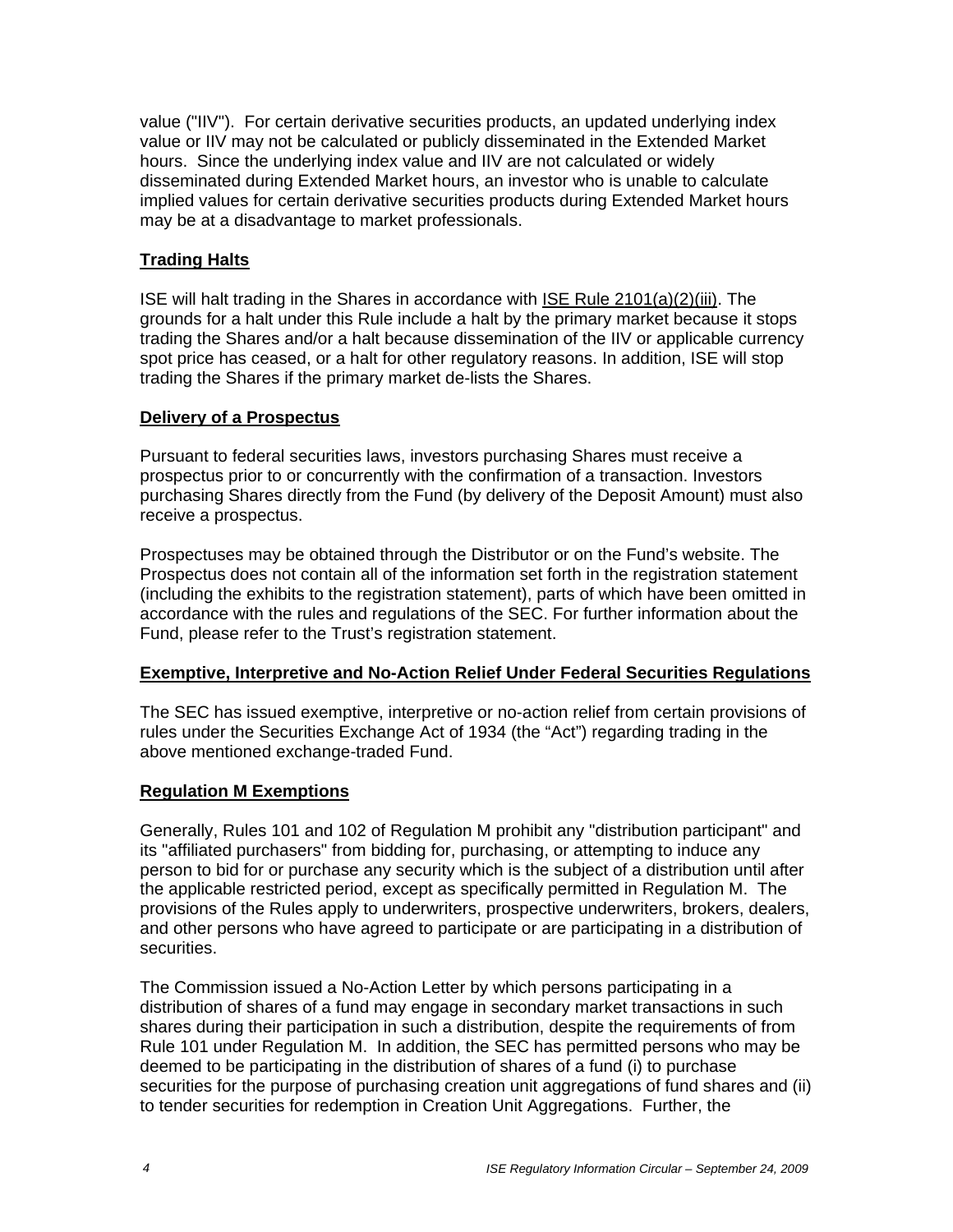value ("IIV"). For certain derivative securities products, an updated underlying index value or IIV may not be calculated or publicly disseminated in the Extended Market hours. Since the underlying index value and IIV are not calculated or widely disseminated during Extended Market hours, an investor who is unable to calculate implied values for certain derivative securities products during Extended Market hours may be at a disadvantage to market professionals.

## Trading Halts

ISE will halt trading in the Shares in accordance with ISE Rule 2101(a)(2)(iii). The grounds for a halt under this Rule include a halt by the primary market because it stops trading the Shares and/or a halt because dissemination of the IIV or applicable currency spot price has ceased, or a halt for other regulatory reasons. In addition, ISE will stop trading the Shares if the primary market de-lists the Shares.

## Delivery of a Prospectus

Pursuant to federal securities laws, investors purchasing Shares must receive a prospectus prior to or concurrently with the confirmation of a transaction. Investors purchasing Shares directly from the Fund (by delivery of the Deposit Amount) must also receive a prospectus.

Prospectuses may be obtained through the Distributor or on the Fund's website. The Prospectus does not contain all of the information set forth in the registration statement (including the exhibits to the registration statement), parts of which have been omitted in accordance with the rules and regulations of the SEC. For further information about the Fund, please refer to the Trust's registration statement.

## Exemptive, Interpretive and No-Action Relief Under Federal Securities Regulations

The SEC has issued exemptive, interpretive or no-action relief from certain provisions of rules under the Securities Exchange Act of 1934 (the "Act") regarding trading in the above mentioned exchange-traded Fund.

## Regulation M Exemptions

Generally, Rules 101 and 102 of Regulation M prohibit any "distribution participant" and its "affiliated purchasers" from bidding for, purchasing, or attempting to induce any person to bid for or purchase any security which is the subject of a distribution until after the applicable restricted period, except as specifically permitted in Regulation M. The provisions of the Rules apply to underwriters, prospective underwriters, brokers, dealers, and other persons who have agreed to participate or are participating in a distribution of securities.

The Commission issued a No-Action Letter by which persons participating in a distribution of shares of a fund may engage in secondary market transactions in such shares during their participation in such a distribution, despite the requirements of from Rule 101 under Regulation M. In addition, the SEC has permitted persons who may be deemed to be participating in the distribution of shares of a fund (i) to purchase securities for the purpose of purchasing creation unit aggregations of fund shares and (ii) to tender securities for redemption in Creation Unit Aggregations. Further, the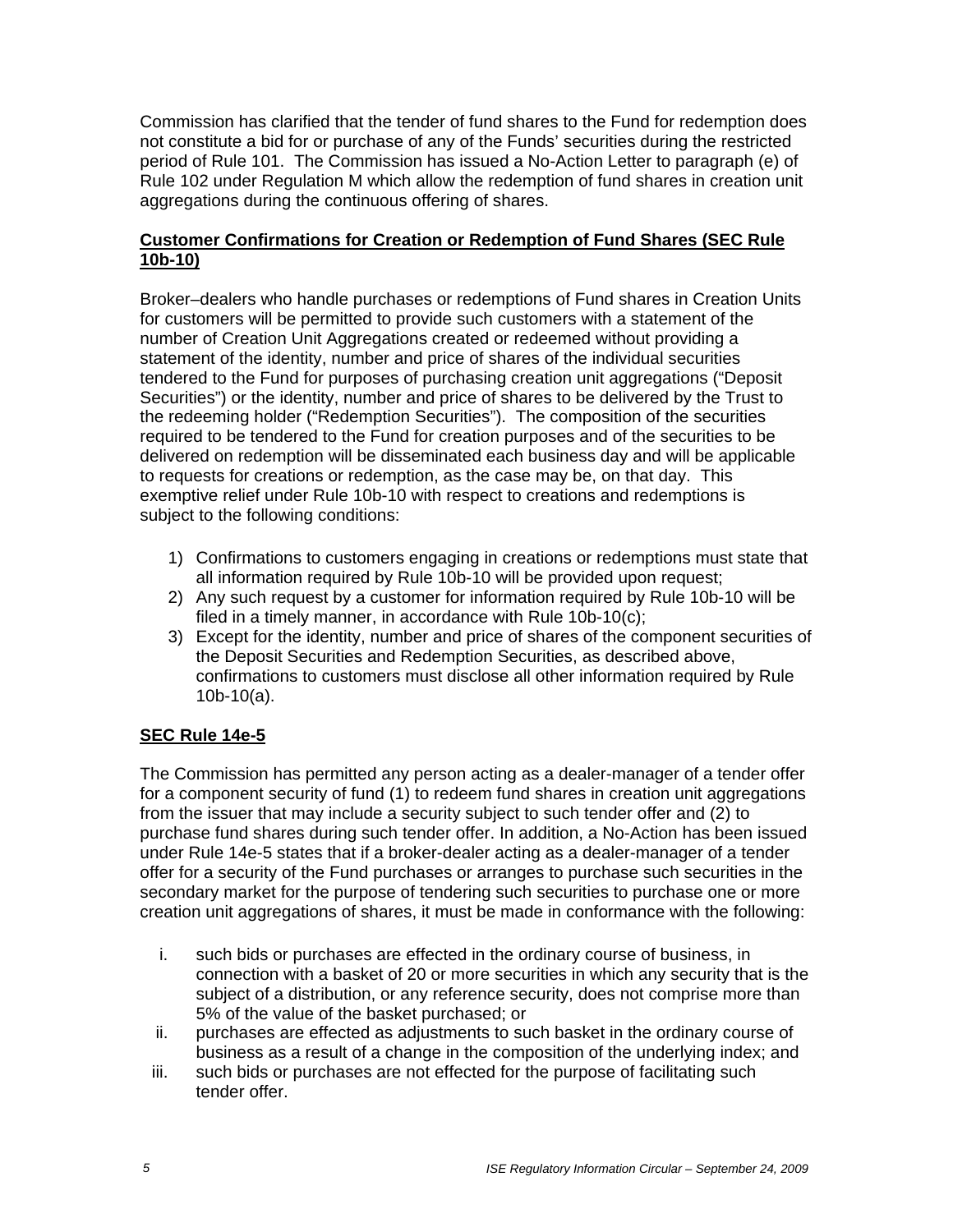Commission has clarified that the tender of fund shares to the Fund for redemption does not constitute a bid for or purchase of any of the Funds' securities during the restricted period of Rule 101. The Commission has issued a No-Action Letter to paragraph (e) of Rule 102 under Regulation M which allow the redemption of fund shares in creation unit aggregations during the continuous offering of shares.

**Customer Confirmations for Creation or Redemption of Fund Shares (SEC Rule 10b-10)**

Broker–dealers who handle purchases or redemptions of Fund shares in Creation Units for customers will be permitted to provide such customers with a statement of the number of Creation Unit Aggregations created or redeemed without providing a statement of the identity, number and price of shares of the individual securities tendered to the Fund for purposes of purchasing creation unit aggregations ("Deposit Securities") or the identity, number and price of shares to be delivered by the Trust to the redeeming holder ("Redemption Securities"). The composition of the securities required to be tendered to the Fund for creation purposes and of the securities to be delivered on redemption will be disseminated each business day and will be applicable to requests for creations or redemption, as the case may be, on that day. This exemptive relief under Rule 10b-10 with respect to creations and redemptions is subject to the following conditions:

1) Confirmations to customers engaging in creations or redemptions must state that all information required by Rule 10b-10 will be provided upon request;
2) Any such request by a customer for information required by Rule 10b-10 will be filed in a timely manner, in accordance with Rule 10b-10(c);
3) Except for the identity, number and price of shares of the component securities of the Deposit Securities and Redemption Securities, as described above, confirmations to customers must disclose all other information required by Rule 10b-10(a).

**SEC Rule 14e-5**

The Commission has permitted any person acting as a dealer-manager of a tender offer for a component security of fund (1) to redeem fund shares in creation unit aggregations from the issuer that may include a security subject to such tender offer and (2) to purchase fund shares during such tender offer. In addition, a No-Action has been issued under Rule 14e-5 states that if a broker-dealer acting as a dealer-manager of a tender offer for a security of the Fund purchases or arranges to purchase such securities in the secondary market for the purpose of tendering such securities to purchase one or more creation unit aggregations of shares, it must be made in conformance with the following:

i. such bids or purchases are effected in the ordinary course of business, in connection with a basket of 20 or more securities in which any security that is the subject of a distribution, or any reference security, does not comprise more than 5% of the value of the basket purchased; or
ii. purchases are effected as adjustments to such basket in the ordinary course of business as a result of a change in the composition of the underlying index; and
iii. such bids or purchases are not effected for the purpose of facilitating such tender offer.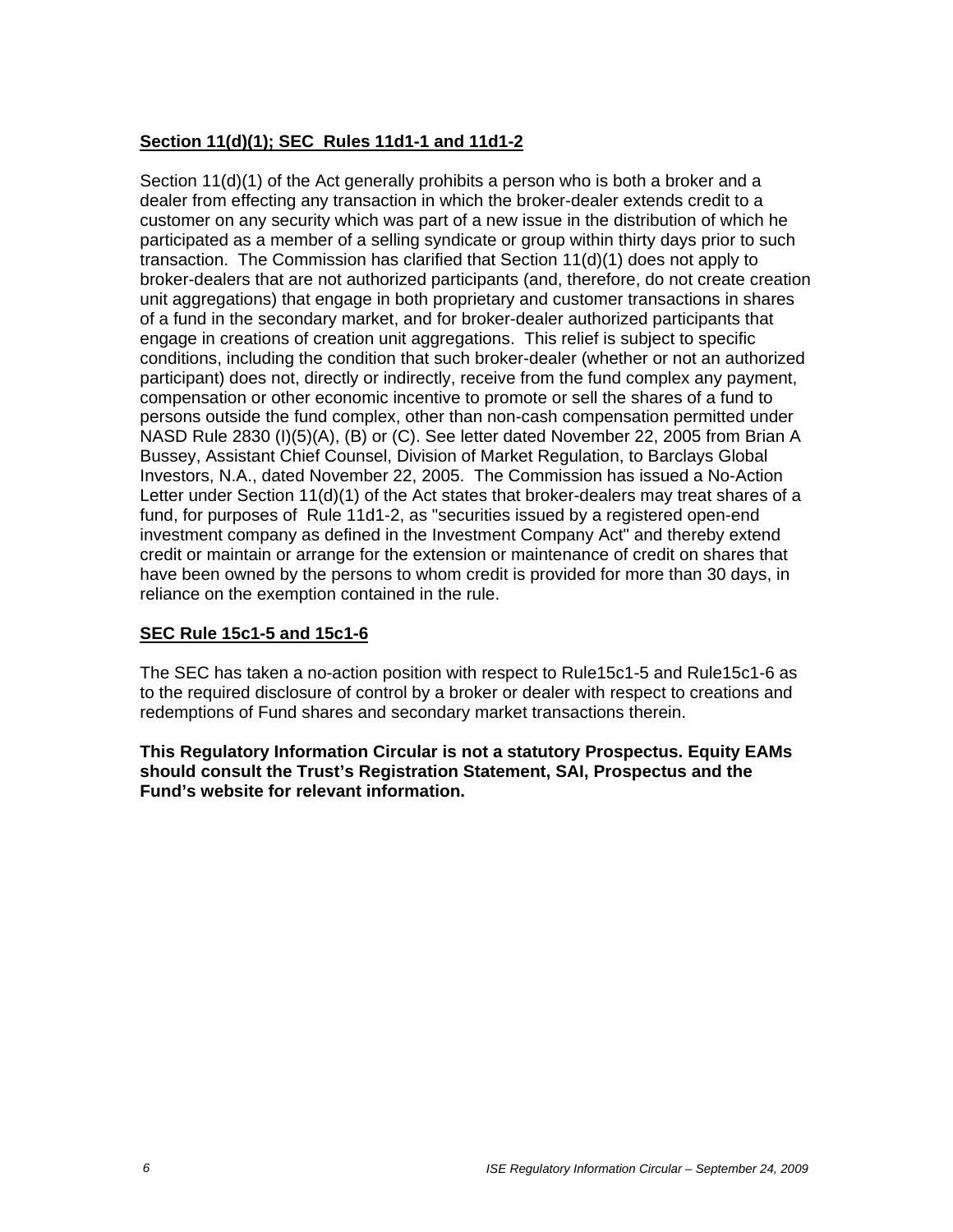**Section 11(d)(1); SEC Rules 11d1-1 and 11d1-2**

Section 11(d)(1) of the Act generally prohibits a person who is both a broker and a dealer from effecting any transaction in which the broker-dealer extends credit to a customer on any security which was part of a new issue in the distribution of which he participated as a member of a selling syndicate or group within thirty days prior to such transaction. The Commission has clarified that Section 11(d)(1) does not apply to broker-dealers that are not authorized participants (and, therefore, do not create creation unit aggregations) that engage in both proprietary and customer transactions in shares of a fund in the secondary market, and for broker-dealer authorized participants that engage in creations of creation unit aggregations. This relief is subject to specific conditions, including the condition that such broker-dealer (whether or not an authorized participant) does not, directly or indirectly, receive from the fund complex any payment, compensation or other economic incentive to promote or sell the shares of a fund to persons outside the fund complex, other than non-cash compensation permitted under NASD Rule 2830 (I)(5)(A), (B) or (C). See letter dated November 22, 2005 from Brian A Bussey, Assistant Chief Counsel, Division of Market Regulation, to Barclays Global Investors, N.A., dated November 22, 2005. The Commission has issued a No-Action Letter under Section 11(d)(1) of the Act states that broker-dealers may treat shares of a fund, for purposes of Rule 11d1-2, as "securities issued by a registered open-end investment company as defined in the Investment Company Act" and thereby extend credit or maintain or arrange for the extension or maintenance of credit on shares that have been owned by the persons to whom credit is provided for more than 30 days, in reliance on the exemption contained in the rule.

**SEC Rule 15c1-5 and 15c1-6**

The SEC has taken a no-action position with respect to Rule15c1-5 and Rule15c1-6 as to the required disclosure of control by a broker or dealer with respect to creations and redemptions of Fund shares and secondary market transactions therein.

**This Regulatory Information Circular is not a statutory Prospectus. Equity EAMs should consult the Trust's Registration Statement, SAI, Prospectus and the Fund's website for relevant information.**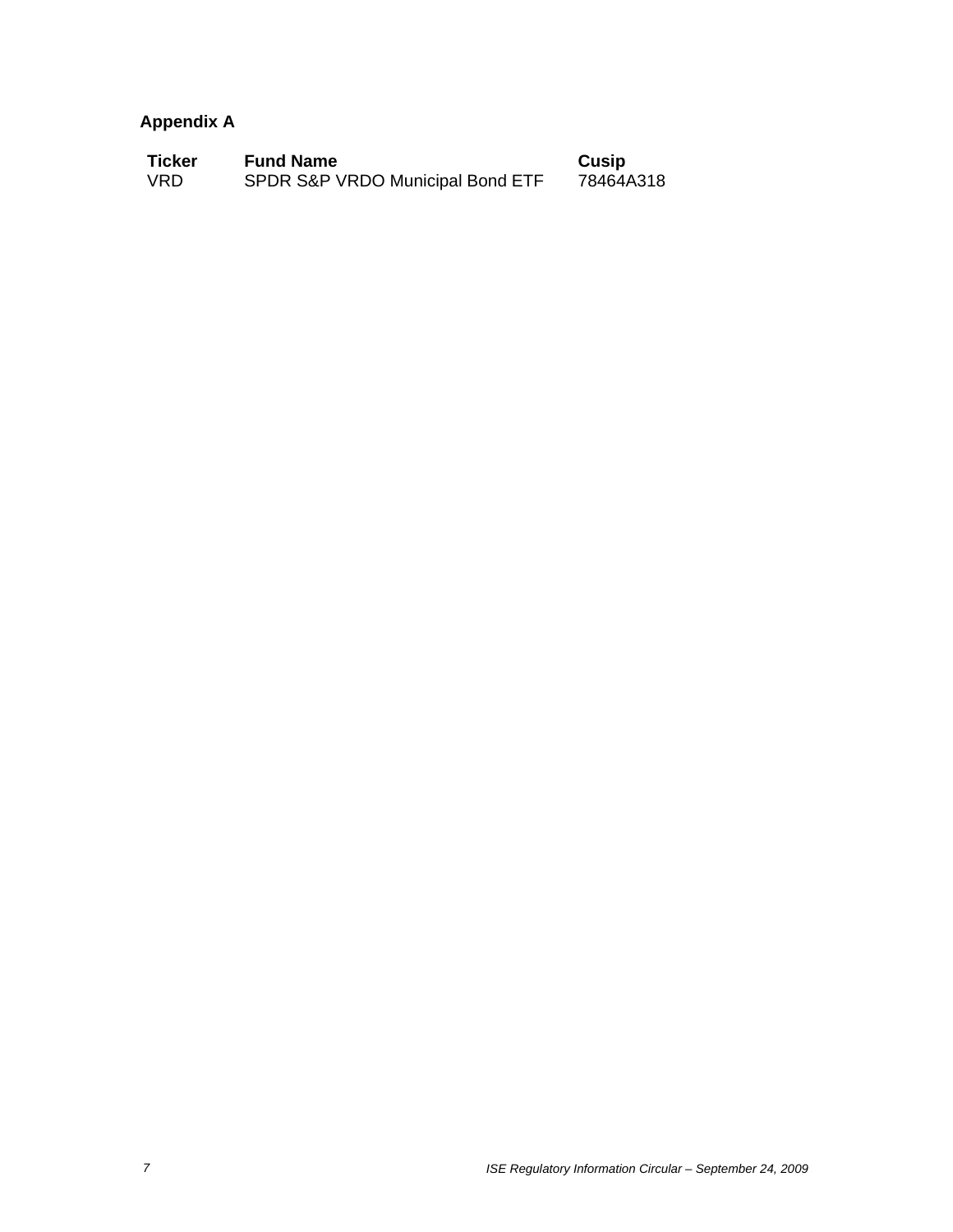**Appendix A**

| Ticker | Fund Name | Cusip |
| --- | --- | --- |
| VRD | SPDR S&P VRDO Municipal Bond ETF | 78464A318 |